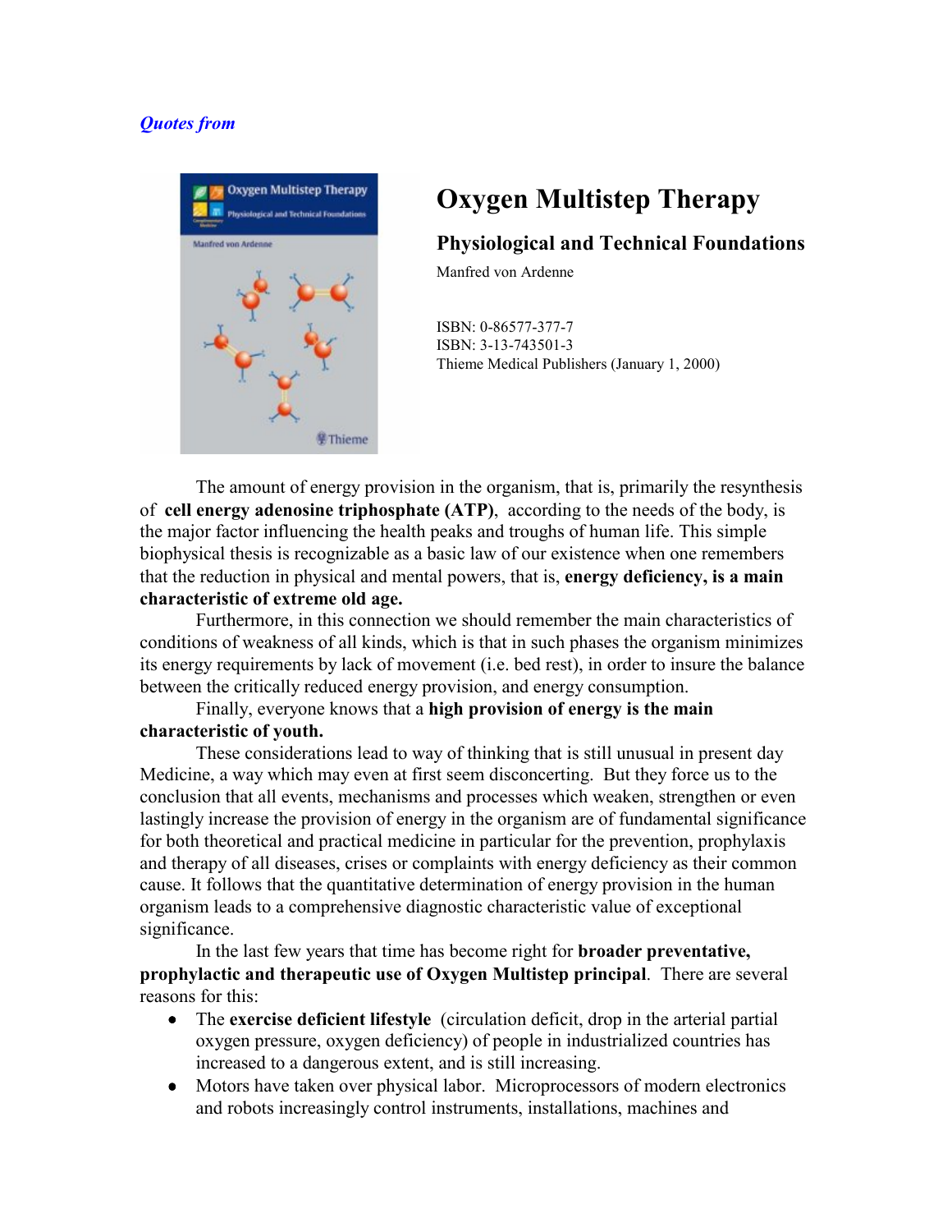*Quotes from*

# Oxygen Multistep Therapy

## Physiological and Technical Foundations

Manfred von Ardenne

ISBN: 0-86577-377-7
ISBN: 3-13-743501-3
Thieme Medical Publishers (January 1, 2000)

The amount of energy provision in the organism, that is, primarily the resynthesis of **cell energy adenosine triphosphate (ATP)**, according to the needs of the body, is the major factor influencing the health peaks and troughs of human life. This simple biophysical thesis is recognizable as a basic law of our existence when one remembers that the reduction in physical and mental powers, that is, **energy deficiency, is a main characteristic of extreme old age.**

Furthermore, in this connection we should remember the main characteristics of conditions of weakness of all kinds, which is that in such phases the organism minimizes its energy requirements by lack of movement (i.e. bed rest), in order to insure the balance between the critically reduced energy provision, and energy consumption.

Finally, everyone knows that a **high provision of energy is the main characteristic of youth.**

These considerations lead to way of thinking that is still unusual in present day Medicine, a way which may even at first seem disconcerting. But they force us to the conclusion that all events, mechanisms and processes which weaken, strengthen or even lastingly increase the provision of energy in the organism are of fundamental significance for both theoretical and practical medicine in particular for the prevention, prophylaxis and therapy of all diseases, crises or complaints with energy deficiency as their common cause. It follows that the quantitative determination of energy provision in the human organism leads to a comprehensive diagnostic characteristic value of exceptional significance.

In the last few years that time has become right for **broader preventative, prophylactic and therapeutic use of Oxygen Multistep principal**. There are several reasons for this:

- The **exercise deficient lifestyle** (circulation deficit, drop in the arterial partial oxygen pressure, oxygen deficiency) of people in industrialized countries has increased to a dangerous extent, and is still increasing.
- Motors have taken over physical labor. Microprocessors of modern electronics and robots increasingly control instruments, installations, machines and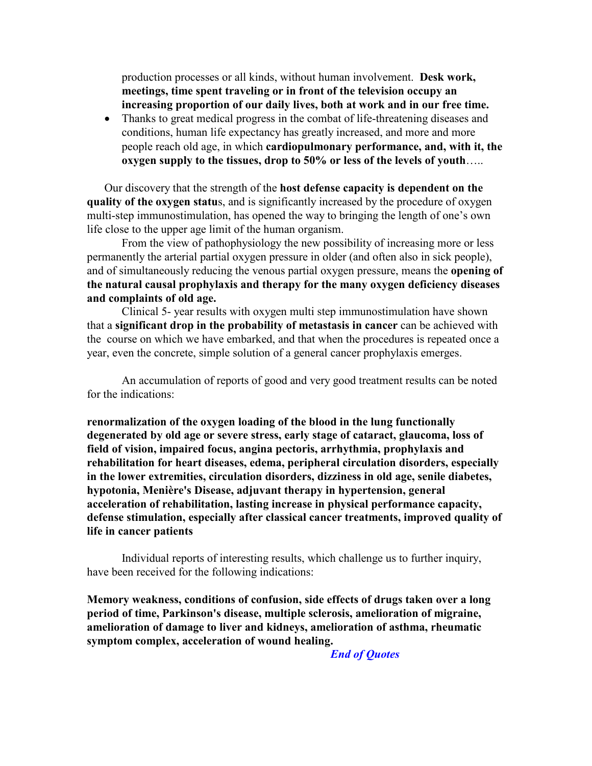production processes or all kinds, without human involvement. **Desk work, meetings, time spent traveling or in front of the television occupy an increasing proportion of our daily lives, both at work and in our free time.**

- Thanks to great medical progress in the combat of life-threatening diseases and conditions, human life expectancy has greatly increased, and more and more people reach old age, in which **cardiopulmonary performance, and, with it, the oxygen supply to the tissues, drop to 50% or less of the levels of youth**…..

Our discovery that the strength of the **host defense capacity is dependent on the quality of the oxygen statu**s, and is significantly increased by the procedure of oxygen multi-step immunostimulation, has opened the way to bringing the length of one's own life close to the upper age limit of the human organism.

From the view of pathophysiology the new possibility of increasing more or less permanently the arterial partial oxygen pressure in older (and often also in sick people), and of simultaneously reducing the venous partial oxygen pressure, means the **opening of the natural causal prophylaxis and therapy for the many oxygen deficiency diseases and complaints of old age.**

Clinical 5- year results with oxygen multi step immunostimulation have shown that a **significant drop in the probability of metastasis in cancer** can be achieved with the course on which we have embarked, and that when the procedures is repeated once a year, even the concrete, simple solution of a general cancer prophylaxis emerges.

An accumulation of reports of good and very good treatment results can be noted for the indications:

**renormalization of the oxygen loading of the blood in the lung functionally degenerated by old age or severe stress, early stage of cataract, glaucoma, loss of field of vision, impaired focus, angina pectoris, arrhythmia, prophylaxis and rehabilitation for heart diseases, edema, peripheral circulation disorders, especially in the lower extremities, circulation disorders, dizziness in old age, senile diabetes, hypotonia, Menière's Disease, adjuvant therapy in hypertension, general acceleration of rehabilitation, lasting increase in physical performance capacity, defense stimulation, especially after classical cancer treatments, improved quality of life in cancer patients**

Individual reports of interesting results, which challenge us to further inquiry, have been received for the following indications:

**Memory weakness, conditions of confusion, side effects of drugs taken over a long period of time, Parkinson's disease, multiple sclerosis, amelioration of migraine, amelioration of damage to liver and kidneys, amelioration of asthma, rheumatic symptom complex, acceleration of wound healing.**

***End of Quotes***